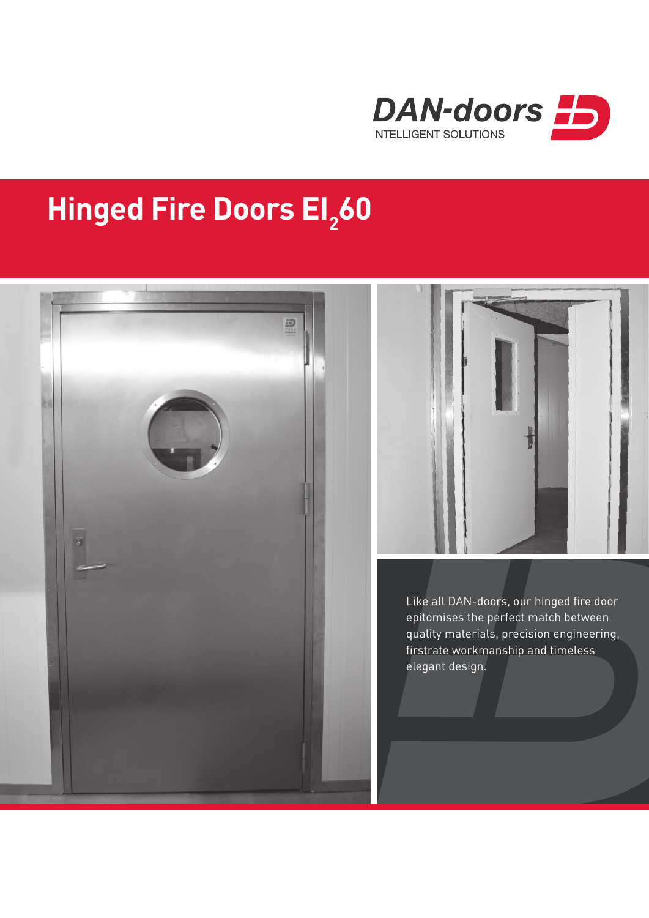DAN-doors

INTELLIGENT SOLUTIONS

# Hinged Fire Doors $EI_2 60$

Like all DAN-doors, our hinged fire door epitomises the perfect match between quality materials, precision engineering, firstrate workmanship and timeless elegant design.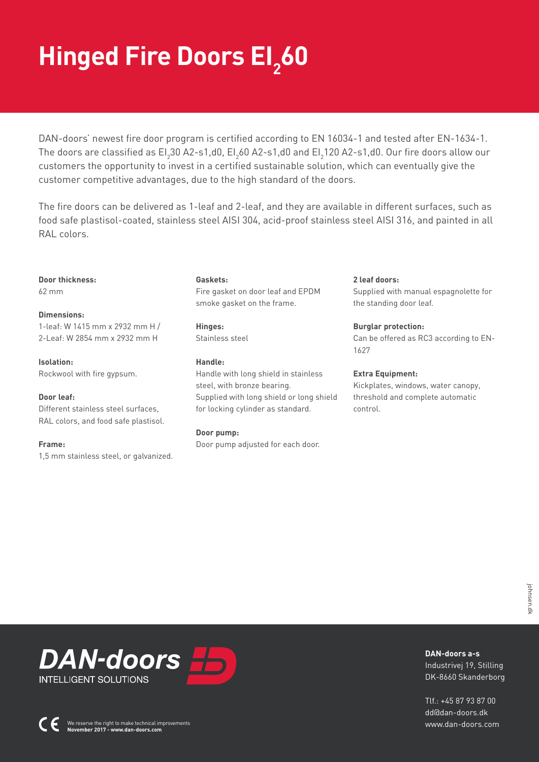# Hinged Fire Doors $EI_2 60$

DAN-doors' newest fire door program is certified according to EN 16034-1 and tested after EN-1634-1. The doors are classified as $EI_2 30$ A2-s1,d0, $EI_2 60$ A2-s1,d0 and $EI_2 120$ A2-s1,d0. Our fire doors allow our customers the opportunity to invest in a certified sustainable solution, which can eventually give the customer competitive advantages, due to the high standard of the doors.

The fire doors can be delivered as 1-leaf and 2-leaf, and they are available in different surfaces, such as food safe plastisol-coated, stainless steel AISI 304, acid-proof stainless steel AISI 316, and painted in all RAL colors.

**Door thickness:**
62 mm

**Dimensions:**
1-leaf: W 1415 mm x 2932 mm H /
2-Leaf: W 2854 mm x 2932 mm H

**Isolation:**
Rockwool with fire gypsum.

**Door leaf:**
Different stainless steel surfaces, RAL colors, and food safe plastisol.

**Frame:**
1,5 mm stainless steel, or galvanized.

**Gaskets:**
Fire gasket on door leaf and EPDM smoke gasket on the frame.

**Hinges:**
Stainless steel

**Handle:**
Handle with long shield in stainless steel, with bronze bearing.
Supplied with long shield or long shield for locking cylinder as standard.

**Door pump:**
Door pump adjusted for each door.

**2 leaf doors:**
Supplied with manual espagnolette for the standing door leaf.

**Burglar protection:**
Can be offered as RC3 according to EN-1627

**Extra Equipment:**
Kickplates, windows, water canopy, threshold and complete automatic control.

johnsen.dk

DAN-doors
INTELLIGENT SOLUTIONS

**DAN-doors a-s**
Industrivej 19, Stilling
DK-8660 Skanderborg

Tlf.: +45 87 93 87 00
dd@dan-doors.dk
www.dan-doors.com

CE We reserve the right to make technical improvements
**November 2017 - www.dan-doors.com**